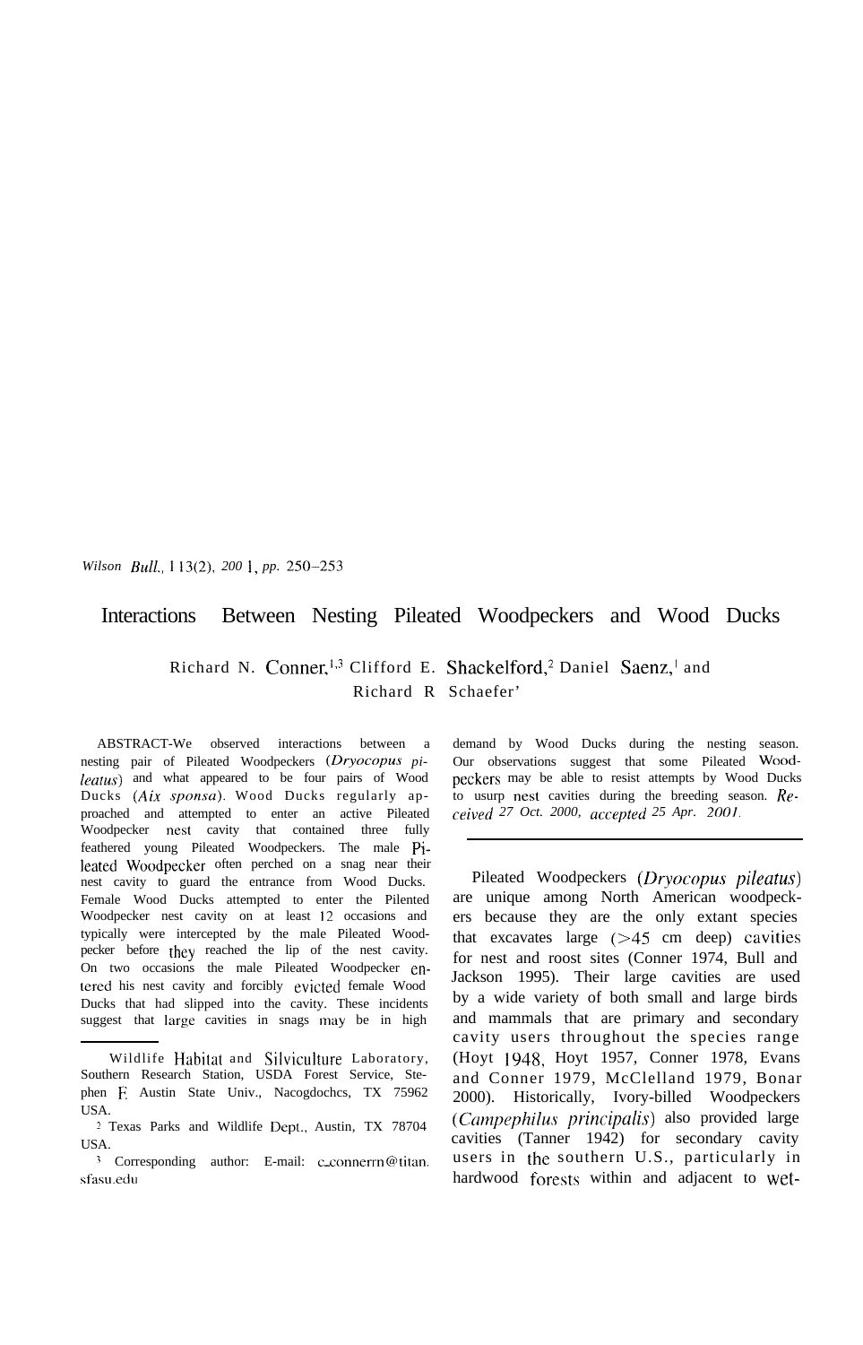# Interactions Between Nesting Pileated Woodpeckers and Wood Ducks

Richard N. Conner,[1,3] Clifford E. Shackelford,[2] Daniel Saenz,[1] and Richard R Schaefer[1]

ABSTRACT-We observed interactions between a nesting pair of Pileated Woodpeckers (*Dryocopus pileatus*) and what appeared to be four pairs of Wood Ducks (*Aix sponsa*). Wood Ducks regularly approached and attempted to enter an active Pileated Woodpecker nest cavity that contained three fully feathered young Pileated Woodpeckers. The male Pileated Woodpecker often perched on a snag near their nest cavity to guard the entrance from Wood Ducks. Female Wood Ducks attempted to enter the Pilented Woodpecker nest cavity on at least 12 occasions and typically were intercepted by the male Pileated Woodpecker before they reached the lip of the nest cavity. On two occasions the male Pileated Woodpecker entered his nest cavity and forcibly evicted female Wood Ducks that had slipped into the cavity. These incidents suggest that large cavities in snags may be in high demand by Wood Ducks during the nesting season. Our observations suggest that some Pileated Woodpeckers may be able to resist attempts by Wood Ducks to usurp nest cavities during the breeding season. *Received 27 Oct. 2000, accepted 25 Apr. 2001.*

Pileated Woodpeckers (*Dryocopus pileatus*) are unique among North American woodpeckers because they are the only extant species that excavates large (>45 cm deep) cavities for nest and roost sites (Conner 1974, Bull and Jackson 1995). Their large cavities are used by a wide variety of both small and large birds and mammals that are primary and secondary cavity users throughout the species range (Hoyt 1948, Hoyt 1957, Conner 1978, Evans and Conner 1979, McClelland 1979, Bonar 2000). Historically, Ivory-billed Woodpeckers (*Campephilus principalis*) also provided large cavities (Tanner 1942) for secondary cavity users in the southern U.S., particularly in hardwood forests within and adjacent to wet-

---

[1] Wildlife Habitat and Silviculture Laboratory, Southern Research Station, USDA Forest Service, Stephen F. Austin State Univ., Nacogdochcs, TX 75962 USA.

[2] Texas Parks and Wildlife Dept., Austin, TX 78704 USA.

[3] Corresponding author: E-mail: c_connerrn@titan.sfasu.edu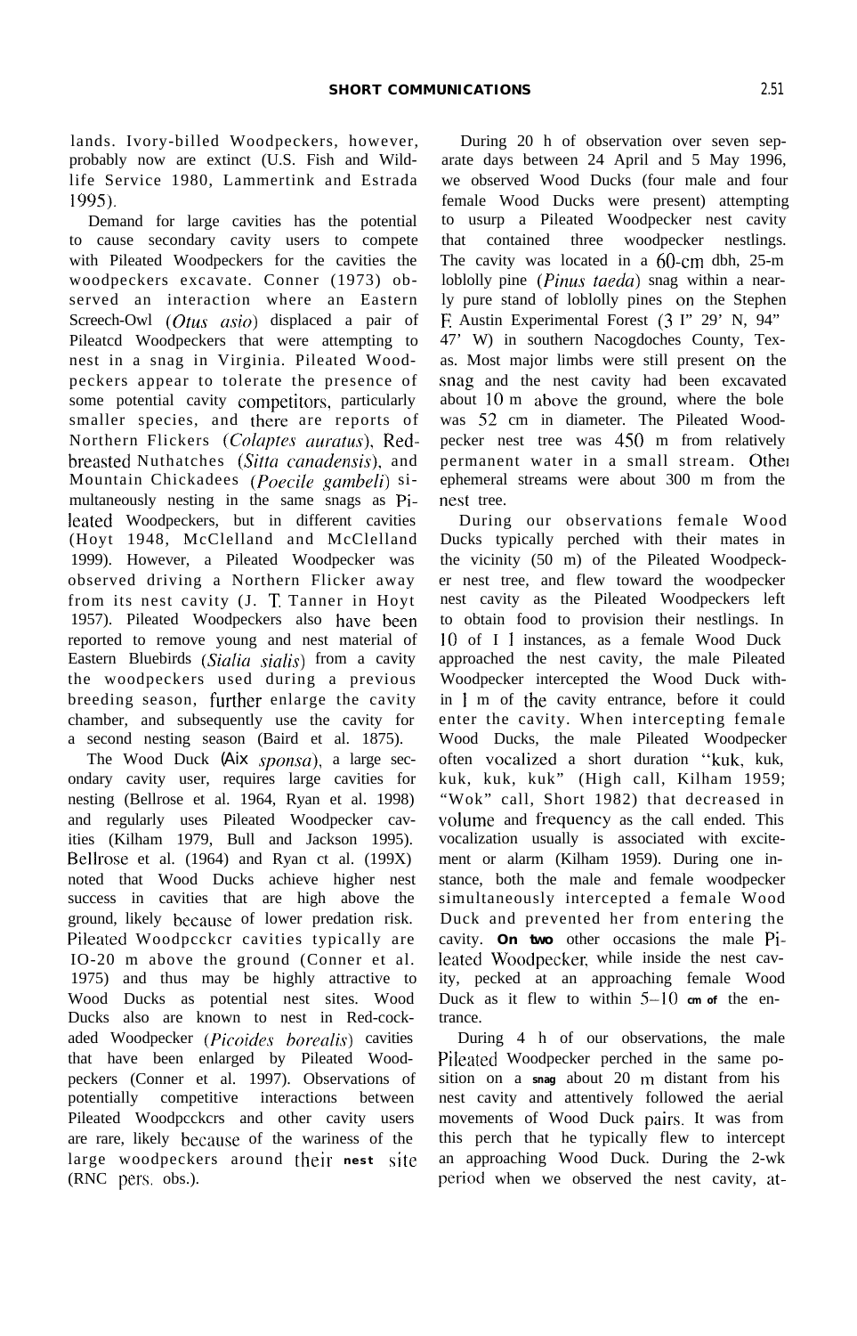lands. Ivory-billed Woodpeckers, however, probably now are extinct (U.S. Fish and Wildlife Service 1980, Lammertink and Estrada 1995).

Demand for large cavities has the potential to cause secondary cavity users to compete with Pileated Woodpeckers for the cavities the woodpeckers excavate. Conner (1973) observed an interaction where an Eastern Screech-Owl (*Otus asio*) displaced a pair of Pileatcd Woodpeckers that were attempting to nest in a snag in Virginia. Pileated Woodpeckers appear to tolerate the presence of some potential cavity competitors, particularly smaller species, and there are reports of Northern Flickers (*Colaptes auratus*), Red-breasted Nuthatches (*Sitta canadensis*), and Mountain Chickadees (*Poecile gambeli*) simultaneously nesting in the same snags as Pileated Woodpeckers, but in different cavities (Hoyt 1948, McClelland and McClelland 1999). However, a Pileated Woodpecker was observed driving a Northern Flicker away from its nest cavity (J. T. Tanner in Hoyt 1957). Pileated Woodpeckers also have been reported to remove young and nest material of Eastern Bluebirds (*Sialia sialis*) from a cavity the woodpeckers used during a previous breeding season, further enlarge the cavity chamber, and subsequently use the cavity for a second nesting season (Baird et al. 1875).

The Wood Duck (*Aix sponsa*), a large secondary cavity user, requires large cavities for nesting (Bellrose et al. 1964, Ryan et al. 1998) and regularly uses Pileated Woodpecker cavities (Kilham 1979, Bull and Jackson 1995). Bellrose et al. (1964) and Ryan ct al. (199X) noted that Wood Ducks achieve higher nest success in cavities that are high above the ground, likely because of lower predation risk. Pileated Woodpcckcr cavities typically are IO-20 m above the ground (Conner et al. 1975) and thus may be highly attractive to Wood Ducks as potential nest sites. Wood Ducks also are known to nest in Red-cockaded Woodpecker (*Picoides borealis*) cavities that have been enlarged by Pileated Woodpeckers (Conner et al. 1997). Observations of potentially competitive interactions between Pileated Woodpcckcrs and other cavity users are rare, likely because of the wariness of the large woodpeckers around their nest site (RNC pers. obs.).

During 20 h of observation over seven separate days between 24 April and 5 May 1996, we observed Wood Ducks (four male and four female Wood Ducks were present) attempting to usurp a Pileated Woodpecker nest cavity that contained three woodpecker nestlings. The cavity was located in a 60-cm dbh, 25-m loblolly pine (*Pinus taeda*) snag within a nearly pure stand of loblolly pines on the Stephen F. Austin Experimental Forest (3 I" 29' N, 94" 47' W) in southern Nacogdoches County, Texas. Most major limbs were still present on the snag and the nest cavity had been excavated about 10 m above the ground, where the bole was 52 cm in diameter. The Pileated Woodpecker nest tree was 450 m from relatively permanent water in a small stream. Other ephemeral streams were about 300 m from the nest tree.

During our observations female Wood Ducks typically perched with their mates in the vicinity (50 m) of the Pileated Woodpecker nest tree, and flew toward the woodpecker nest cavity as the Pileated Woodpeckers left to obtain food to provision their nestlings. In 10 of I 1 instances, as a female Wood Duck approached the nest cavity, the male Pileated Woodpecker intercepted the Wood Duck within 1 m of the cavity entrance, before it could enter the cavity. When intercepting female Wood Ducks, the male Pileated Woodpecker often vocalized a short duration "kuk, kuk, kuk, kuk, kuk" (High call, Kilham 1959; "Wok" call, Short 1982) that decreased in volume and frequency as the call ended. This vocalization usually is associated with excitement or alarm (Kilham 1959). During one instance, both the male and female woodpecker simultaneously intercepted a female Wood Duck and prevented her from entering the cavity. On two other occasions the male Pileated Woodpecker, while inside the nest cavity, pecked at an approaching female Wood Duck as it flew to within 5–10 cm of the entrance.

During 4 h of our observations, the male Pileated Woodpecker perched in the same position on a snag about 20 m distant from his nest cavity and attentively followed the aerial movements of Wood Duck pairs. It was from this perch that he typically flew to intercept an approaching Wood Duck. During the 2-wk period when we observed the nest cavity, at-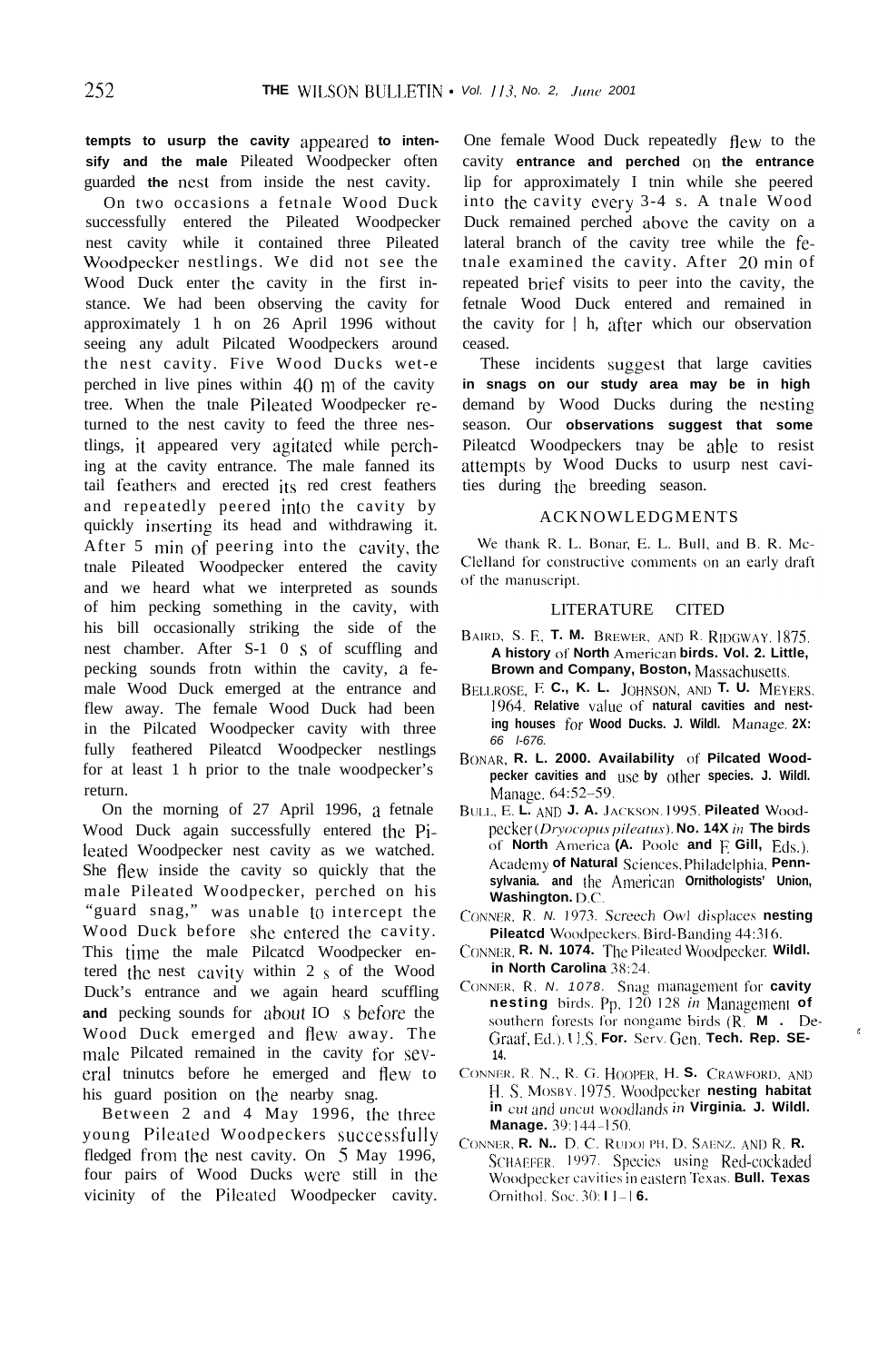tempts to usurp the cavity appeared to intensify and the male Pileated Woodpecker often guarded the nest from inside the nest cavity.

On two occasions a female Wood Duck successfully entered the Pileated Woodpecker nest cavity while it contained three Pileated Woodpecker nestlings. We did not see the Wood Duck enter the cavity in the first instance. We had been observing the cavity for approximately 1 h on 26 April 1996 without seeing any adult Pileated Woodpeckers around the nest cavity. Five Wood Ducks were perched in live pines within 40 m of the cavity tree. When the male Pileated Woodpecker returned to the nest cavity to feed the three nestlings, it appeared very agitated while perching at the cavity entrance. The male fanned its tail feathers and erected its red crest feathers and repeatedly peered into the cavity by quickly inserting its head and withdrawing it. After 5 min of peering into the cavity, the male Pileated Woodpecker entered the cavity and we heard what we interpreted as sounds of him pecking something in the cavity, with his bill occasionally striking the side of the nest chamber. After S-1 0 s of scuffling and pecking sounds from within the cavity, a female Wood Duck emerged at the entrance and flew away. The female Wood Duck had been in the Pileated Woodpecker cavity with three fully feathered Pileated Woodpecker nestlings for at least 1 h prior to the male woodpecker's return.

On the morning of 27 April 1996, a female Wood Duck again successfully entered the Pileated Woodpecker nest cavity as we watched. She flew inside the cavity so quickly that the male Pileated Woodpecker, perched on his "guard snag," was unable to intercept the Wood Duck before she entered the cavity. This time the male Pileated Woodpecker entered the nest cavity within 2 s of the Wood Duck's entrance and we again heard scuffling and pecking sounds for about 10 s before the Wood Duck emerged and flew away. The male Pileated remained in the cavity for several minutes before he emerged and flew to his guard position on the nearby snag.

Between 2 and 4 May 1996, the three young Pileated Woodpeckers successfully fledged from the nest cavity. On 5 May 1996, four pairs of Wood Ducks were still in the vicinity of the Pileated Woodpecker cavity. One female Wood Duck repeatedly flew to the cavity entrance and perched on the entrance lip for approximately 1 min while she peered into the cavity every 3-4 s. A male Wood Duck remained perched above the cavity on a lateral branch of the cavity tree while the female examined the cavity. After 20 min of repeated brief visits to peer into the cavity, the female Wood Duck entered and remained in the cavity for 1 h, after which our observation ceased.

These incidents suggest that large cavities in snags on our study area may be in high demand by Wood Ducks during the nesting season. Our observations suggest that some Pileated Woodpeckers may be able to resist attempts by Wood Ducks to usurp nest cavities during the breeding season.

## ACKNOWLEDGMENTS

We thank R. L. Bonar, E. L. Bull, and B. R. McClelland for constructive comments on an early draft of the manuscript.

## LITERATURE CITED

BAIRD, S. F., T. M. BREWER, AND R. RIDGWAY. 1875. A history of North American birds. Vol. 2. Little, Brown and Company, Boston, Massachusetts.

BELLROSE, F. C., K. L. JOHNSON, AND T. U. MEYERS. 1964. Relative value of natural cavities and nesting houses for Wood Ducks. J. Wildl. Manage. 28: 661-676.

BONAR, R. L. 2000. Availability of Pileated Woodpecker cavities and use by other species. J. Wildl. Manage. 64:52–59.

BULL, E. L. AND J. A. JACKSON. 1995. Pileated Woodpecker (*Dryocopus pileatus*). No. 148 *in* The birds of North America (A. Poole and F. Gill, Eds.). Academy of Natural Sciences, Philadelphia, Pennsylvania. and the American Ornithologists' Union, Washington. D.C.

CONNER, R. N. 1973. Screech Owl displaces nesting Pileated Woodpeckers. Bird-Banding 44:316.

CONNER, R. N. 1974. The Pileated Woodpecker. Wildl. in North Carolina 38:24.

CONNER, R. N. 1978. Snag management for cavity nesting birds. Pp. 120-128 *in* Management of southern forests for nongame birds (R. M. DeGraaf, Ed.). U.S. For. Serv. Gen. Tech. Rep. SE-14.

CONNER, R. N., R. G. HOOPER, H. S. CRAWFORD, AND H. S. MOSBY. 1975. Woodpecker nesting habitat in cut and uncut woodlands in Virginia. J. Wildl. Manage. 39:144–150.

CONNER, R. N., D. C. RUDOLPH, D. SAENZ, AND R. R. SCHAEFER. 1997. Species using Red-cockaded Woodpecker cavities in eastern Texas. Bull. Texas Ornithol. Soc. 30:11–16.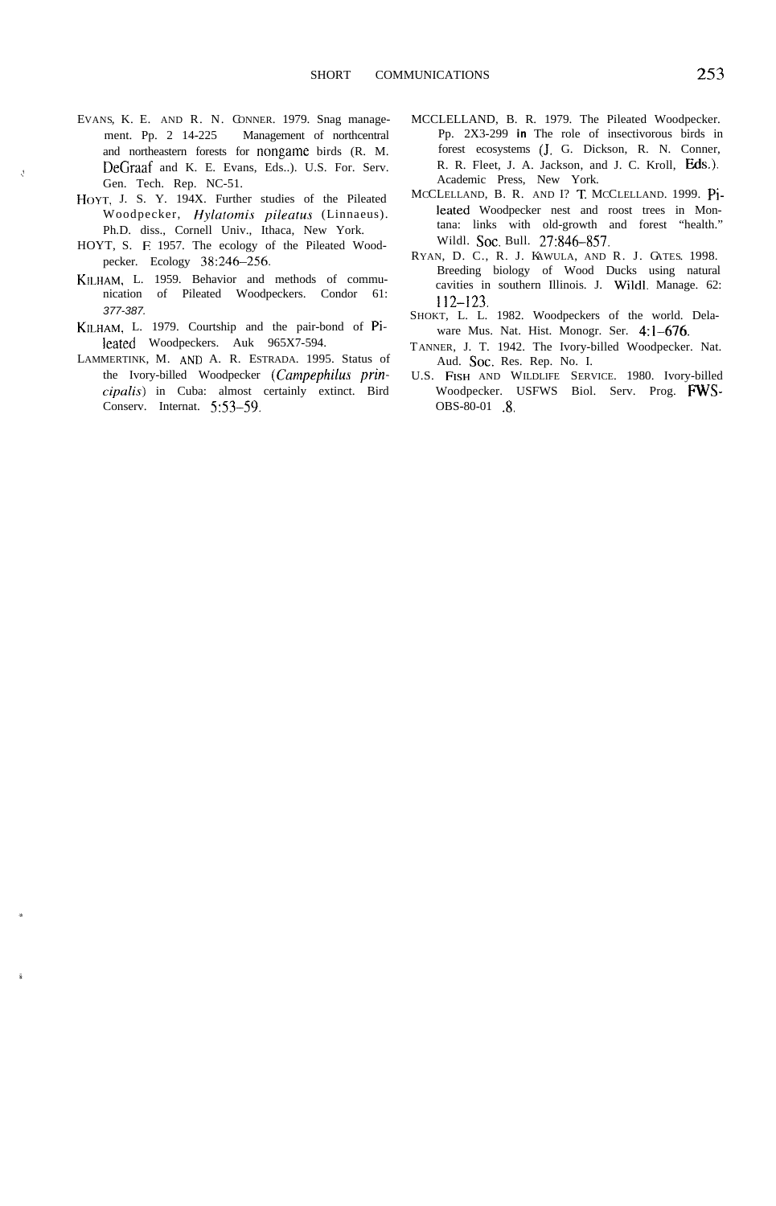EVANS, K. E. AND R. N. CONNER. 1979. Snag management. Pp. 2 14-225 Management of northcentral and northeastern forests for nongame birds (R. M. DeGraaf and K. E. Evans, Eds..). U.S. For. Serv. Gen. Tech. Rep. NC-51.

HOYT, J. S. Y. 194X. Further studies of the Pileated Woodpecker, *Hylatomis pileatus* (Linnaeus). Ph.D. diss., Cornell Univ., Ithaca, New York.

HOYT, S. F. 1957. The ecology of the Pileated Woodpecker. Ecology 38:246–256.

KILHAM, L. 1959. Behavior and methods of communication of Pileated Woodpeckers. Condor 61: 377-387.

KILHAM, L. 1979. Courtship and the pair-bond of Pileated Woodpeckers. Auk 965X7-594.

LAMMERTINK, M. AND A. R. ESTRADA. 1995. Status of the Ivory-billed Woodpecker (*Campephilus principalis*) in Cuba: almost certainly extinct. Bird Conserv. Internat. 5:53–59.

MCCLELLAND, B. R. 1979. The Pileated Woodpecker. Pp. 2X3-299 in The role of insectivorous birds in forest ecosystems (J. G. Dickson, R. N. Conner, R. R. Fleet, J. A. Jackson, and J. C. Kroll, Eds.). Academic Press, New York.

MCCLELLAND, B. R. AND I? T. MCCLELLAND. 1999. Pileated Woodpecker nest and roost trees in Montana: links with old-growth and forest "health." Wildl. Soc. Bull. 27:846–857.

RYAN, D. C., R. J. KAWULA, AND R. J. GATES. 1998. Breeding biology of Wood Ducks using natural cavities in southern Illinois. J. Wildl. Manage. 62: 112–123.

SHOKT, L. L. 1982. Woodpeckers of the world. Delaware Mus. Nat. Hist. Monogr. Ser. 4:1–676.

TANNER, J. T. 1942. The Ivory-billed Woodpecker. Nat. Aud. Soc. Res. Rep. No. I.

U.S. FISH AND WILDLIFE SERVICE. 1980. Ivory-billed Woodpecker. USFWS Biol. Serv. Prog. FWS-OBS-80-01 .8.